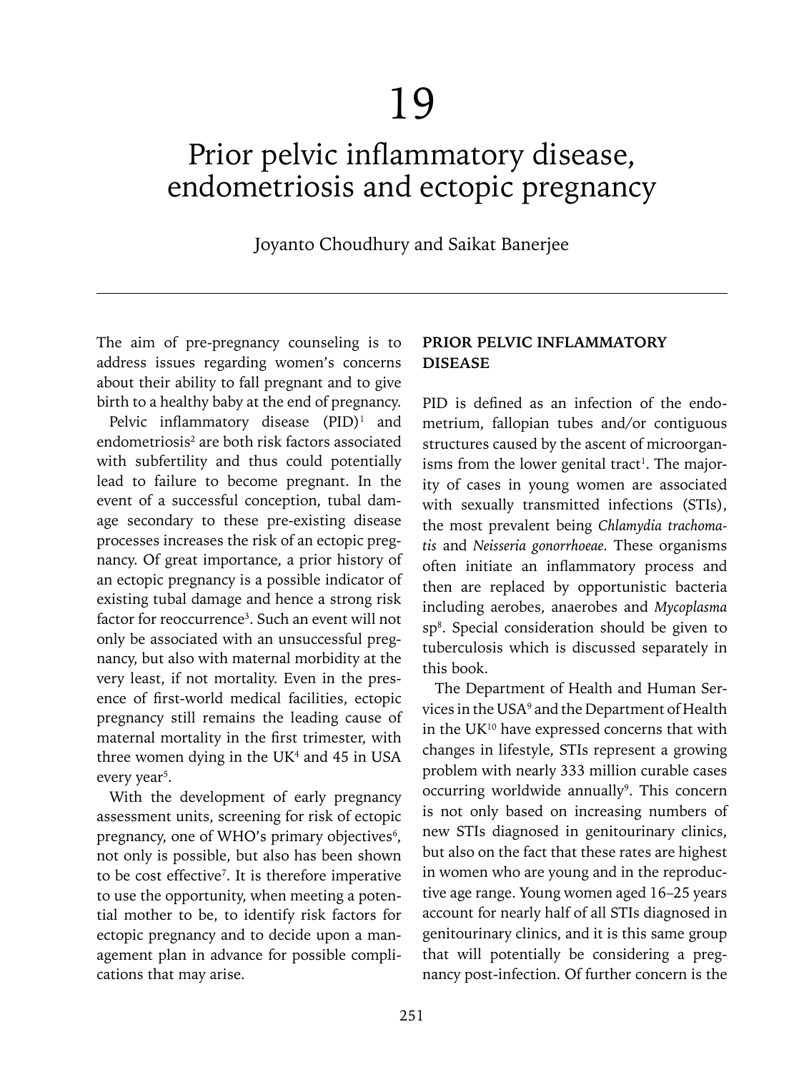# 19

# Prior pelvic inflammatory disease, endometriosis and ectopic pregnancy

Joyanto Choudhury and Saikat Banerjee

The aim of pre-pregnancy counseling is to address issues regarding women's concerns about their ability to fall pregnant and to give birth to a healthy baby at the end of pregnancy.

Pelvic inflammatory disease (PID)[1] and endometriosis[2] are both risk factors associated with subfertility and thus could potentially lead to failure to become pregnant. In the event of a successful conception, tubal damage secondary to these pre-existing disease processes increases the risk of an ectopic pregnancy. Of great importance, a prior history of an ectopic pregnancy is a possible indicator of existing tubal damage and hence a strong risk factor for reoccurrence[3]. Such an event will not only be associated with an unsuccessful pregnancy, but also with maternal morbidity at the very least, if not mortality. Even in the presence of first-world medical facilities, ectopic pregnancy still remains the leading cause of maternal mortality in the first trimester, with three women dying in the UK[4] and 45 in USA every year[5].

With the development of early pregnancy assessment units, screening for risk of ectopic pregnancy, one of WHO's primary objectives[6], not only is possible, but also has been shown to be cost effective[7]. It is therefore imperative to use the opportunity, when meeting a potential mother to be, to identify risk factors for ectopic pregnancy and to decide upon a management plan in advance for possible complications that may arise.

## PRIOR PELVIC INFLAMMATORY DISEASE

PID is defined as an infection of the endometrium, fallopian tubes and/or contiguous structures caused by the ascent of microorganisms from the lower genital tract[1]. The majority of cases in young women are associated with sexually transmitted infections (STIs), the most prevalent being *Chlamydia trachomatis* and *Neisseria gonorrhoeae*. These organisms often initiate an inflammatory process and then are replaced by opportunistic bacteria including aerobes, anaerobes and *Mycoplasma* sp[8]. Special consideration should be given to tuberculosis which is discussed separately in this book.

The Department of Health and Human Services in the USA[9] and the Department of Health in the UK[10] have expressed concerns that with changes in lifestyle, STIs represent a growing problem with nearly 333 million curable cases occurring worldwide annually[9]. This concern is not only based on increasing numbers of new STIs diagnosed in genitourinary clinics, but also on the fact that these rates are highest in women who are young and in the reproductive age range. Young women aged 16–25 years account for nearly half of all STIs diagnosed in genitourinary clinics, and it is this same group that will potentially be considering a pregnancy post-infection. Of further concern is the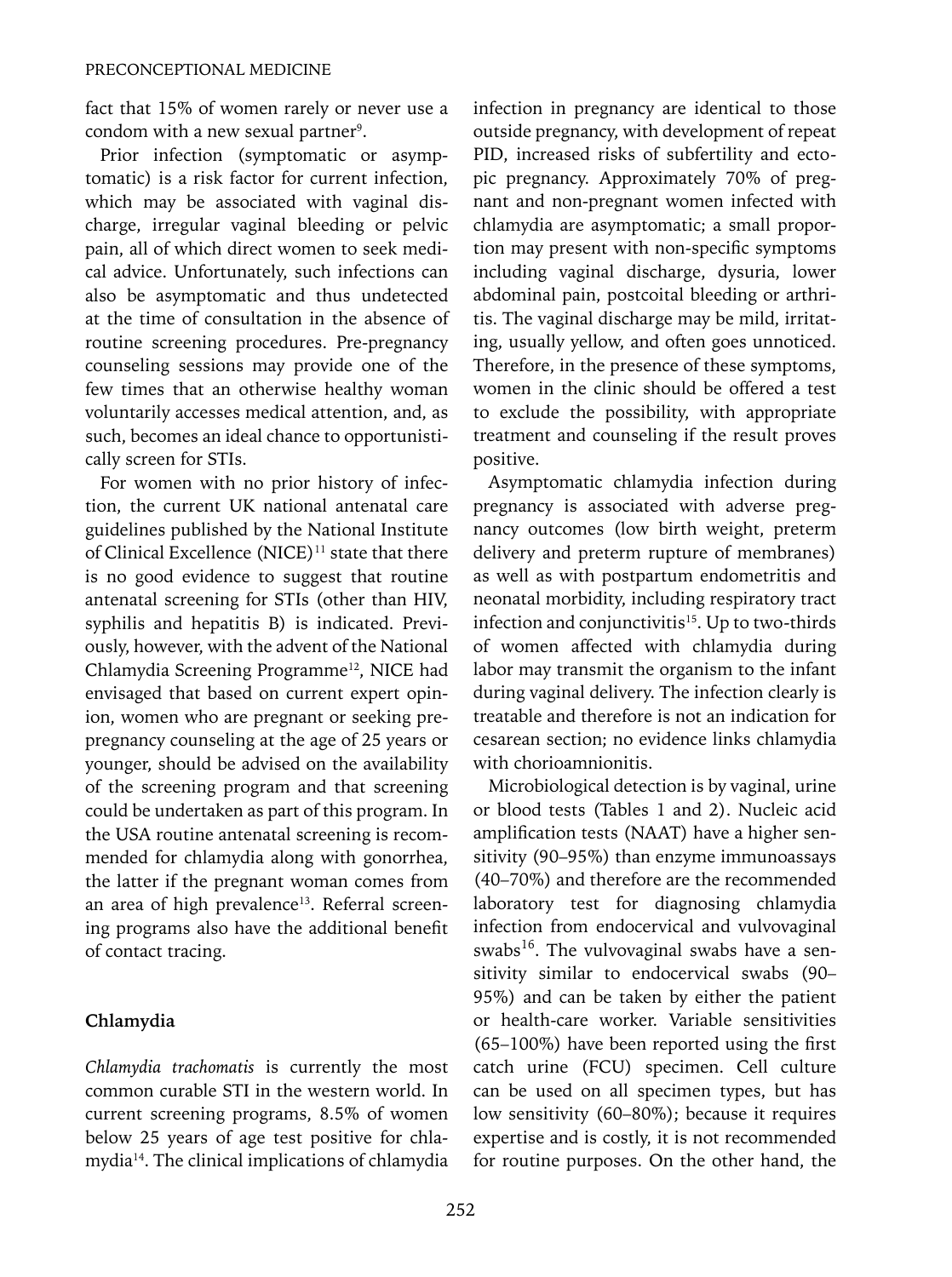fact that 15% of women rarely or never use a condom with a new sexual partner[9].

Prior infection (symptomatic or asymptomatic) is a risk factor for current infection, which may be associated with vaginal discharge, irregular vaginal bleeding or pelvic pain, all of which direct women to seek medical advice. Unfortunately, such infections can also be asymptomatic and thus undetected at the time of consultation in the absence of routine screening procedures. Pre-pregnancy counseling sessions may provide one of the few times that an otherwise healthy woman voluntarily accesses medical attention, and, as such, becomes an ideal chance to opportunistically screen for STIs.

For women with no prior history of infection, the current UK national antenatal care guidelines published by the National Institute of Clinical Excellence (NICE)[11] state that there is no good evidence to suggest that routine antenatal screening for STIs (other than HIV, syphilis and hepatitis B) is indicated. Previously, however, with the advent of the National Chlamydia Screening Programme[12], NICE had envisaged that based on current expert opinion, women who are pregnant or seeking pre-pregnancy counseling at the age of 25 years or younger, should be advised on the availability of the screening program and that screening could be undertaken as part of this program. In the USA routine antenatal screening is recommended for chlamydia along with gonorrhea, the latter if the pregnant woman comes from an area of high prevalence[13]. Referral screening programs also have the additional benefit of contact tracing.

## Chlamydia

*Chlamydia trachomatis* is currently the most common curable STI in the western world. In current screening programs, 8.5% of women below 25 years of age test positive for chlamydia[14]. The clinical implications of chlamydia infection in pregnancy are identical to those outside pregnancy, with development of repeat PID, increased risks of subfertility and ectopic pregnancy. Approximately 70% of pregnant and non-pregnant women infected with chlamydia are asymptomatic; a small proportion may present with non-specific symptoms including vaginal discharge, dysuria, lower abdominal pain, postcoital bleeding or arthritis. The vaginal discharge may be mild, irritating, usually yellow, and often goes unnoticed. Therefore, in the presence of these symptoms, women in the clinic should be offered a test to exclude the possibility, with appropriate treatment and counseling if the result proves positive.

Asymptomatic chlamydia infection during pregnancy is associated with adverse pregnancy outcomes (low birth weight, preterm delivery and preterm rupture of membranes) as well as with postpartum endometritis and neonatal morbidity, including respiratory tract infection and conjunctivitis[15]. Up to two-thirds of women affected with chlamydia during labor may transmit the organism to the infant during vaginal delivery. The infection clearly is treatable and therefore is not an indication for cesarean section; no evidence links chlamydia with chorioamnionitis.

Microbiological detection is by vaginal, urine or blood tests (Tables 1 and 2). Nucleic acid amplification tests (NAAT) have a higher sensitivity (90–95%) than enzyme immunoassays (40–70%) and therefore are the recommended laboratory test for diagnosing chlamydia infection from endocervical and vulvovaginal swabs[16]. The vulvovaginal swabs have a sensitivity similar to endocervical swabs (90–95%) and can be taken by either the patient or health-care worker. Variable sensitivities (65–100%) have been reported using the first catch urine (FCU) specimen. Cell culture can be used on all specimen types, but has low sensitivity (60–80%); because it requires expertise and is costly, it is not recommended for routine purposes. On the other hand, the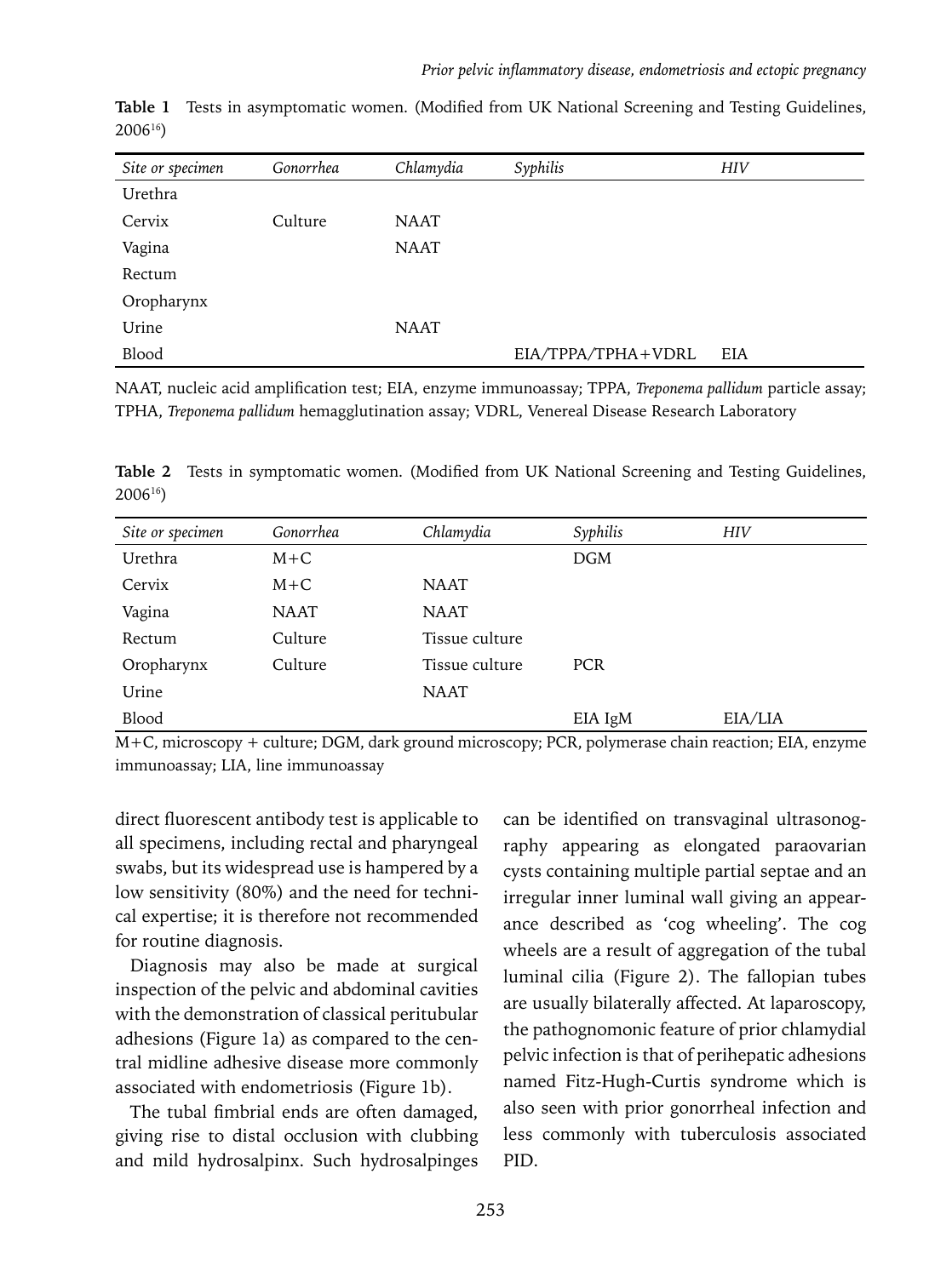**Table 1** Tests in asymptomatic women. (Modified from UK National Screening and Testing Guidelines, 2006[16])

| *Site or specimen* | *Gonorrhea* | *Chlamydia* | *Syphilis* | *HIV* |
|---|---|---|---|---|
| Urethra | | | | |
| Cervix | Culture | NAAT | | |
| Vagina | | NAAT | | |
| Rectum | | | | |
| Oropharynx | | | | |
| Urine | | NAAT | | |
| Blood | | | EIA/TPPA/TPHA+VDRL | EIA |

NAAT, nucleic acid amplification test; EIA, enzyme immunoassay; TPPA, *Treponema pallidum* particle assay; TPHA, *Treponema pallidum* hemagglutination assay; VDRL, Venereal Disease Research Laboratory

**Table 2** Tests in symptomatic women. (Modified from UK National Screening and Testing Guidelines, 2006[16])

| *Site or specimen* | *Gonorrhea* | *Chlamydia* | *Syphilis* | *HIV* |
|---|---|---|---|---|
| Urethra | M+C | | DGM | |
| Cervix | M+C | NAAT | | |
| Vagina | NAAT | NAAT | | |
| Rectum | Culture | Tissue culture | | |
| Oropharynx | Culture | Tissue culture | PCR | |
| Urine | | NAAT | | |
| Blood | | | EIA IgM | EIA/LIA |

M+C, microscopy + culture; DGM, dark ground microscopy; PCR, polymerase chain reaction; EIA, enzyme immunoassay; LIA, line immunoassay

direct fluorescent antibody test is applicable to all specimens, including rectal and pharyngeal swabs, but its widespread use is hampered by a low sensitivity (80%) and the need for technical expertise; it is therefore not recommended for routine diagnosis.

Diagnosis may also be made at surgical inspection of the pelvic and abdominal cavities with the demonstration of classical peritubular adhesions (Figure 1a) as compared to the central midline adhesive disease more commonly associated with endometriosis (Figure 1b).

The tubal fimbrial ends are often damaged, giving rise to distal occlusion with clubbing and mild hydrosalpinx. Such hydrosalpinges can be identified on transvaginal ultrasonography appearing as elongated paraovarian cysts containing multiple partial septae and an irregular inner luminal wall giving an appearance described as 'cog wheeling'. The cog wheels are a result of aggregation of the tubal luminal cilia (Figure 2). The fallopian tubes are usually bilaterally affected. At laparoscopy, the pathognomonic feature of prior chlamydial pelvic infection is that of perihepatic adhesions named Fitz-Hugh-Curtis syndrome which is also seen with prior gonorrheal infection and less commonly with tuberculosis associated PID.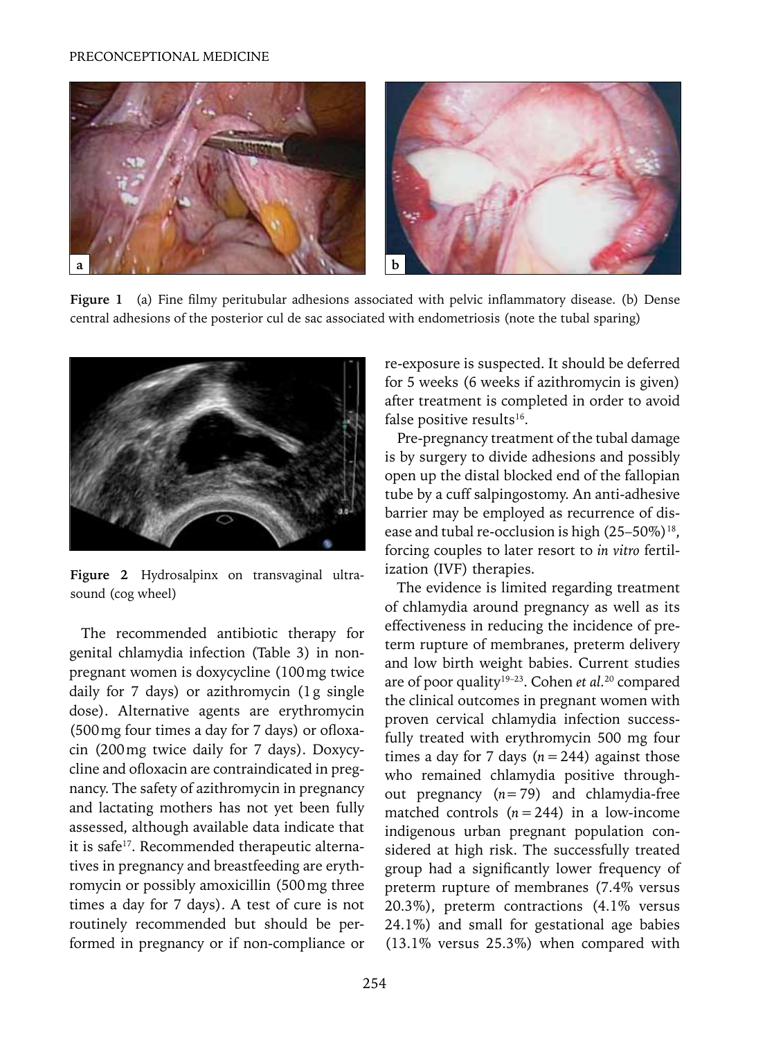**Figure 1** (a) Fine filmy peritubular adhesions associated with pelvic inflammatory disease. (b) Dense central adhesions of the posterior cul de sac associated with endometriosis (note the tubal sparing)

**Figure 2** Hydrosalpinx on transvaginal ultrasound (cog wheel)

The recommended antibiotic therapy for genital chlamydia infection (Table 3) in non-pregnant women is doxycycline (100 mg twice daily for 7 days) or azithromycin (1 g single dose). Alternative agents are erythromycin (500 mg four times a day for 7 days) or ofloxacin (200 mg twice daily for 7 days). Doxycycline and ofloxacin are contraindicated in pregnancy. The safety of azithromycin in pregnancy and lactating mothers has not yet been fully assessed, although available data indicate that it is safe[17]. Recommended therapeutic alternatives in pregnancy and breastfeeding are erythromycin or possibly amoxicillin (500 mg three times a day for 7 days). A test of cure is not routinely recommended but should be performed in pregnancy or if non-compliance or re-exposure is suspected. It should be deferred for 5 weeks (6 weeks if azithromycin is given) after treatment is completed in order to avoid false positive results[16].

Pre-pregnancy treatment of the tubal damage is by surgery to divide adhesions and possibly open up the distal blocked end of the fallopian tube by a cuff salpingostomy. An anti-adhesive barrier may be employed as recurrence of disease and tubal re-occlusion is high (25–50%)[18], forcing couples to later resort to *in vitro* fertilization (IVF) therapies.

The evidence is limited regarding treatment of chlamydia around pregnancy as well as its effectiveness in reducing the incidence of preterm rupture of membranes, preterm delivery and low birth weight babies. Current studies are of poor quality[19–23]. Cohen *et al.*[20] compared the clinical outcomes in pregnant women with proven cervical chlamydia infection successfully treated with erythromycin 500 mg four times a day for 7 days ($n = 244$) against those who remained chlamydia positive throughout pregnancy ($n = 79$) and chlamydia-free matched controls ($n = 244$) in a low-income indigenous urban pregnant population considered at high risk. The successfully treated group had a significantly lower frequency of preterm rupture of membranes (7.4% versus 20.3%), preterm contractions (4.1% versus 24.1%) and small for gestational age babies (13.1% versus 25.3%) when compared with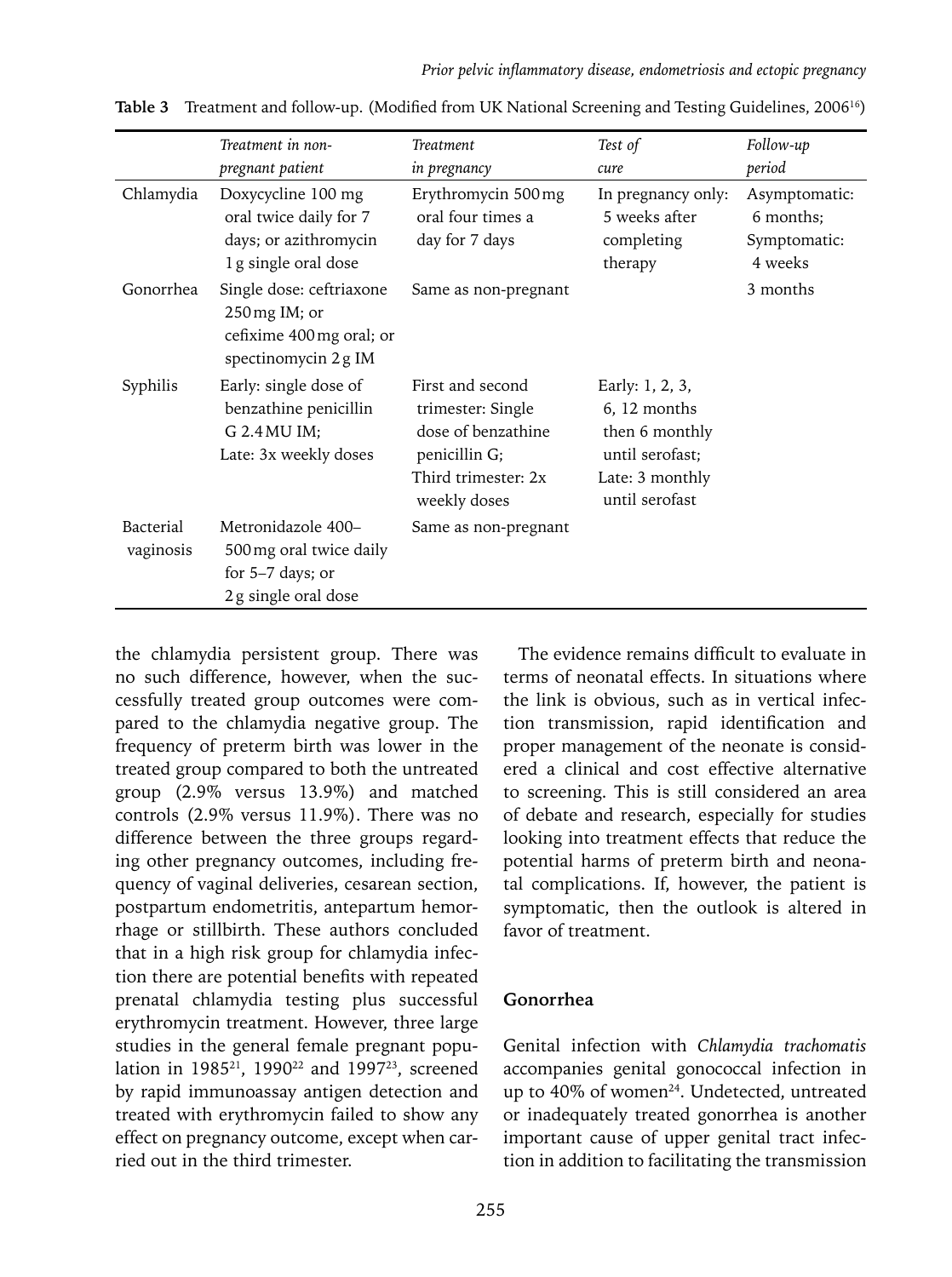**Table 3** Treatment and follow-up. (Modified from UK National Screening and Testing Guidelines, 2006[16])

| | *Treatment in non-pregnant patient* | *Treatment in pregnancy* | *Test of cure* | *Follow-up period* |
|---|---|---|---|---|
| Chlamydia | Doxycycline 100 mg oral twice daily for 7 days; or azithromycin 1 g single oral dose | Erythromycin 500 mg oral four times a day for 7 days | In pregnancy only: 5 weeks after completing therapy | Asymptomatic: 6 months; Symptomatic: 4 weeks |
| Gonorrhea | Single dose: ceftriaxone 250 mg IM; or cefixime 400 mg oral; or spectinomycin 2 g IM | Same as non-pregnant | | 3 months |
| Syphilis | Early: single dose of benzathine penicillin G 2.4 MU IM; Late: 3x weekly doses | First and second trimester: Single dose of benzathine penicillin G; Third trimester: 2x weekly doses | Early: 1, 2, 3, 6, 12 months then 6 monthly until serofast; Late: 3 monthly until serofast | |
| Bacterial vaginosis | Metronidazole 400–500 mg oral twice daily for 5–7 days; or 2 g single oral dose | Same as non-pregnant | | |

the chlamydia persistent group. There was no such difference, however, when the successfully treated group outcomes were compared to the chlamydia negative group. The frequency of preterm birth was lower in the treated group compared to both the untreated group (2.9% versus 13.9%) and matched controls (2.9% versus 11.9%). There was no difference between the three groups regarding other pregnancy outcomes, including frequency of vaginal deliveries, cesarean section, postpartum endometritis, antepartum hemorrhage or stillbirth. These authors concluded that in a high risk group for chlamydia infection there are potential benefits with repeated prenatal chlamydia testing plus successful erythromycin treatment. However, three large studies in the general female pregnant population in 1985[21], 1990[22] and 1997[23], screened by rapid immunoassay antigen detection and treated with erythromycin failed to show any effect on pregnancy outcome, except when carried out in the third trimester.

The evidence remains difficult to evaluate in terms of neonatal effects. In situations where the link is obvious, such as in vertical infection transmission, rapid identification and proper management of the neonate is considered a clinical and cost effective alternative to screening. This is still considered an area of debate and research, especially for studies looking into treatment effects that reduce the potential harms of preterm birth and neonatal complications. If, however, the patient is symptomatic, then the outlook is altered in favor of treatment.

## Gonorrhea

Genital infection with *Chlamydia trachomatis* accompanies genital gonococcal infection in up to 40% of women[24]. Undetected, untreated or inadequately treated gonorrhea is another important cause of upper genital tract infection in addition to facilitating the transmission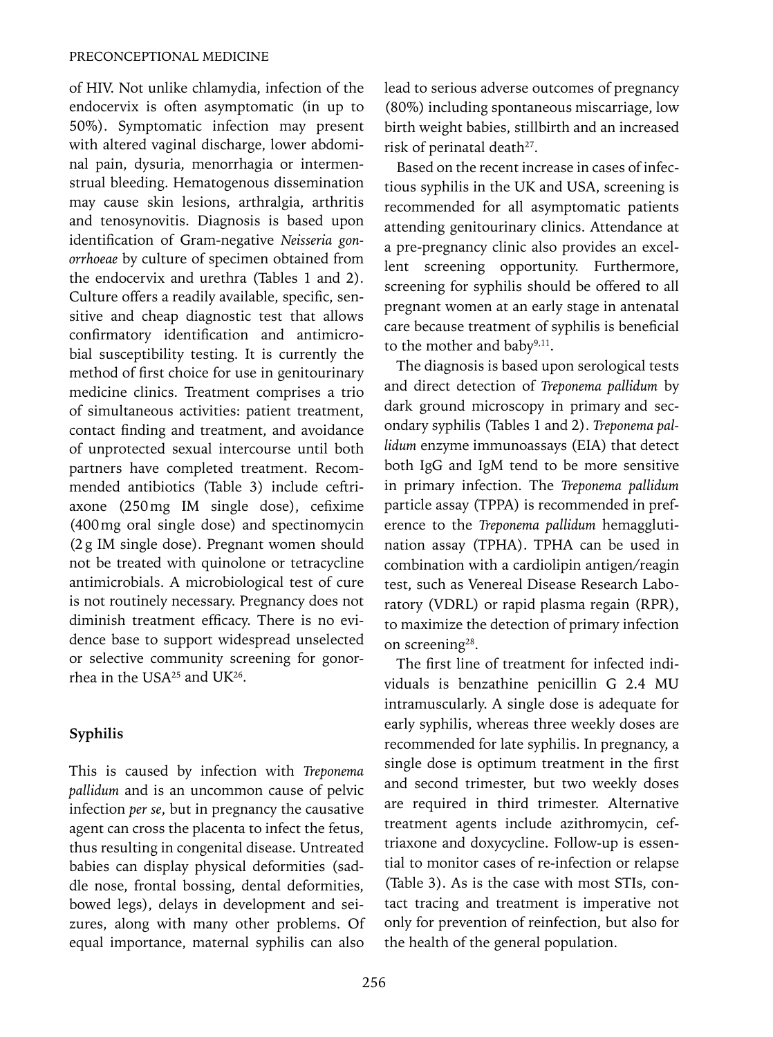of HIV. Not unlike chlamydia, infection of the endocervix is often asymptomatic (in up to 50%). Symptomatic infection may present with altered vaginal discharge, lower abdominal pain, dysuria, menorrhagia or intermenstrual bleeding. Hematogenous dissemination may cause skin lesions, arthralgia, arthritis and tenosynovitis. Diagnosis is based upon identification of Gram-negative *Neisseria gonorrhoeae* by culture of specimen obtained from the endocervix and urethra (Tables 1 and 2). Culture offers a readily available, specific, sensitive and cheap diagnostic test that allows confirmatory identification and antimicrobial susceptibility testing. It is currently the method of first choice for use in genitourinary medicine clinics. Treatment comprises a trio of simultaneous activities: patient treatment, contact finding and treatment, and avoidance of unprotected sexual intercourse until both partners have completed treatment. Recommended antibiotics (Table 3) include ceftriaxone (250 mg IM single dose), cefixime (400 mg oral single dose) and spectinomycin (2 g IM single dose). Pregnant women should not be treated with quinolone or tetracycline antimicrobials. A microbiological test of cure is not routinely necessary. Pregnancy does not diminish treatment efficacy. There is no evidence base to support widespread unselected or selective community screening for gonorrhea in the USA[25] and UK[26].

### Syphilis

This is caused by infection with *Treponema pallidum* and is an uncommon cause of pelvic infection *per se*, but in pregnancy the causative agent can cross the placenta to infect the fetus, thus resulting in congenital disease. Untreated babies can display physical deformities (saddle nose, frontal bossing, dental deformities, bowed legs), delays in development and seizures, along with many other problems. Of equal importance, maternal syphilis can also lead to serious adverse outcomes of pregnancy (80%) including spontaneous miscarriage, low birth weight babies, stillbirth and an increased risk of perinatal death[27].

Based on the recent increase in cases of infectious syphilis in the UK and USA, screening is recommended for all asymptomatic patients attending genitourinary clinics. Attendance at a pre-pregnancy clinic also provides an excellent screening opportunity. Furthermore, screening for syphilis should be offered to all pregnant women at an early stage in antenatal care because treatment of syphilis is beneficial to the mother and baby[9,11].

The diagnosis is based upon serological tests and direct detection of *Treponema pallidum* by dark ground microscopy in primary and secondary syphilis (Tables 1 and 2). *Treponema pallidum* enzyme immunoassays (EIA) that detect both IgG and IgM tend to be more sensitive in primary infection. The *Treponema pallidum* particle assay (TPPA) is recommended in preference to the *Treponema pallidum* hemagglutination assay (TPHA). TPHA can be used in combination with a cardiolipin antigen/reagin test, such as Venereal Disease Research Laboratory (VDRL) or rapid plasma regain (RPR), to maximize the detection of primary infection on screening[28].

The first line of treatment for infected individuals is benzathine penicillin G 2.4 MU intramuscularly. A single dose is adequate for early syphilis, whereas three weekly doses are recommended for late syphilis. In pregnancy, a single dose is optimum treatment in the first and second trimester, but two weekly doses are required in third trimester. Alternative treatment agents include azithromycin, ceftriaxone and doxycycline. Follow-up is essential to monitor cases of re-infection or relapse (Table 3). As is the case with most STIs, contact tracing and treatment is imperative not only for prevention of reinfection, but also for the health of the general population.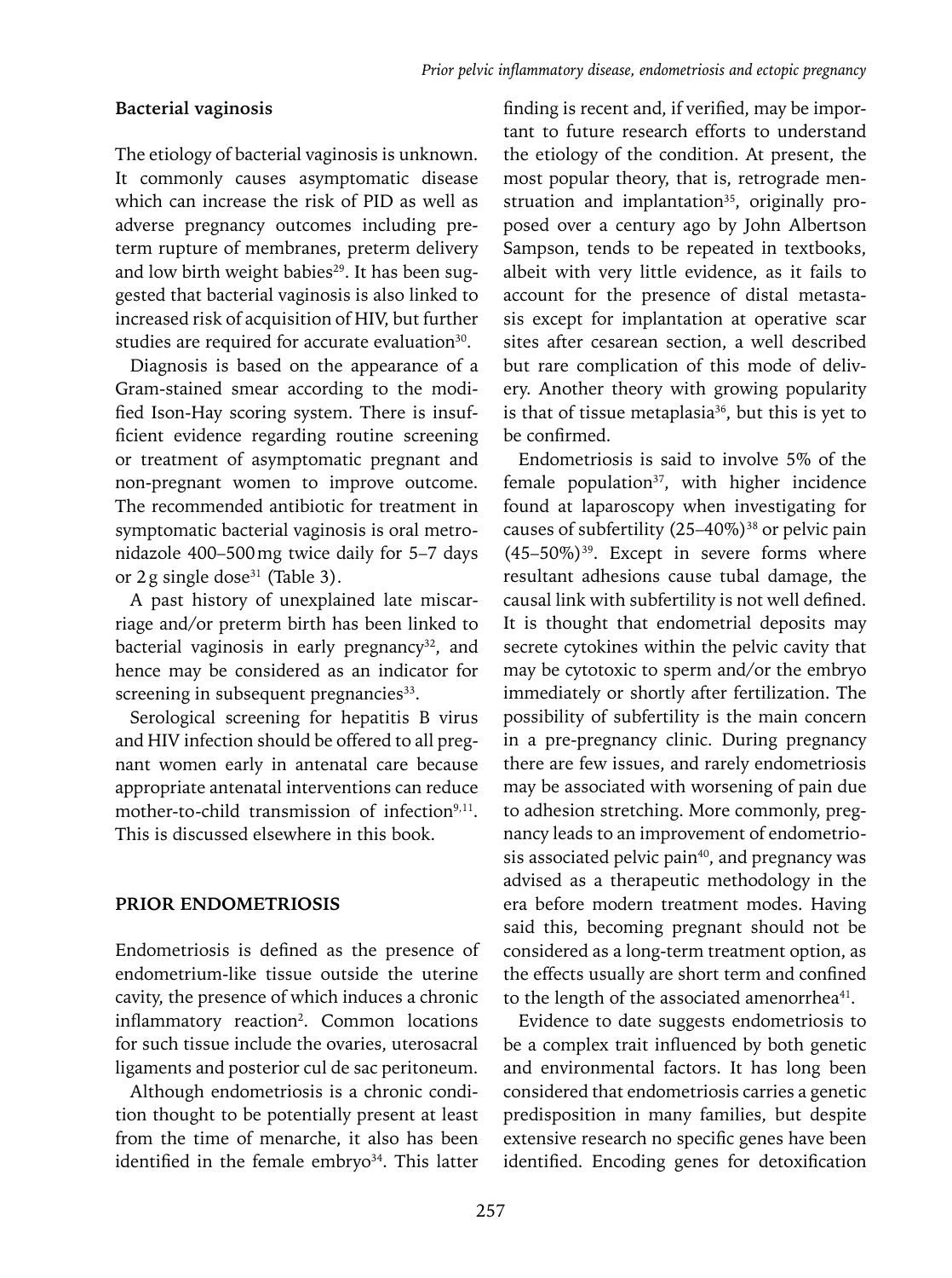### Bacterial vaginosis

The etiology of bacterial vaginosis is unknown. It commonly causes asymptomatic disease which can increase the risk of PID as well as adverse pregnancy outcomes including preterm rupture of membranes, preterm delivery and low birth weight babies[29]. It has been suggested that bacterial vaginosis is also linked to increased risk of acquisition of HIV, but further studies are required for accurate evaluation[30].

Diagnosis is based on the appearance of a Gram-stained smear according to the modified Ison-Hay scoring system. There is insufficient evidence regarding routine screening or treatment of asymptomatic pregnant and non-pregnant women to improve outcome. The recommended antibiotic for treatment in symptomatic bacterial vaginosis is oral metronidazole 400–500 mg twice daily for 5–7 days or 2 g single dose[31] (Table 3).

A past history of unexplained late miscarriage and/or preterm birth has been linked to bacterial vaginosis in early pregnancy[32], and hence may be considered as an indicator for screening in subsequent pregnancies[33].

Serological screening for hepatitis B virus and HIV infection should be offered to all pregnant women early in antenatal care because appropriate antenatal interventions can reduce mother-to-child transmission of infection[9,11]. This is discussed elsewhere in this book.

## PRIOR ENDOMETRIOSIS

Endometriosis is defined as the presence of endometrium-like tissue outside the uterine cavity, the presence of which induces a chronic inflammatory reaction[2]. Common locations for such tissue include the ovaries, uterosacral ligaments and posterior cul de sac peritoneum.

Although endometriosis is a chronic condition thought to be potentially present at least from the time of menarche, it also has been identified in the female embryo[34]. This latter finding is recent and, if verified, may be important to future research efforts to understand the etiology of the condition. At present, the most popular theory, that is, retrograde menstruation and implantation[35], originally proposed over a century ago by John Albertson Sampson, tends to be repeated in textbooks, albeit with very little evidence, as it fails to account for the presence of distal metastasis except for implantation at operative scar sites after cesarean section, a well described but rare complication of this mode of delivery. Another theory with growing popularity is that of tissue metaplasia[36], but this is yet to be confirmed.

Endometriosis is said to involve 5% of the female population[37], with higher incidence found at laparoscopy when investigating for causes of subfertility (25–40%)[38] or pelvic pain (45–50%)[39]. Except in severe forms where resultant adhesions cause tubal damage, the causal link with subfertility is not well defined. It is thought that endometrial deposits may secrete cytokines within the pelvic cavity that may be cytotoxic to sperm and/or the embryo immediately or shortly after fertilization. The possibility of subfertility is the main concern in a pre-pregnancy clinic. During pregnancy there are few issues, and rarely endometriosis may be associated with worsening of pain due to adhesion stretching. More commonly, pregnancy leads to an improvement of endometriosis associated pelvic pain[40], and pregnancy was advised as a therapeutic methodology in the era before modern treatment modes. Having said this, becoming pregnant should not be considered as a long-term treatment option, as the effects usually are short term and confined to the length of the associated amenorrhea[41].

Evidence to date suggests endometriosis to be a complex trait influenced by both genetic and environmental factors. It has long been considered that endometriosis carries a genetic predisposition in many families, but despite extensive research no specific genes have been identified. Encoding genes for detoxification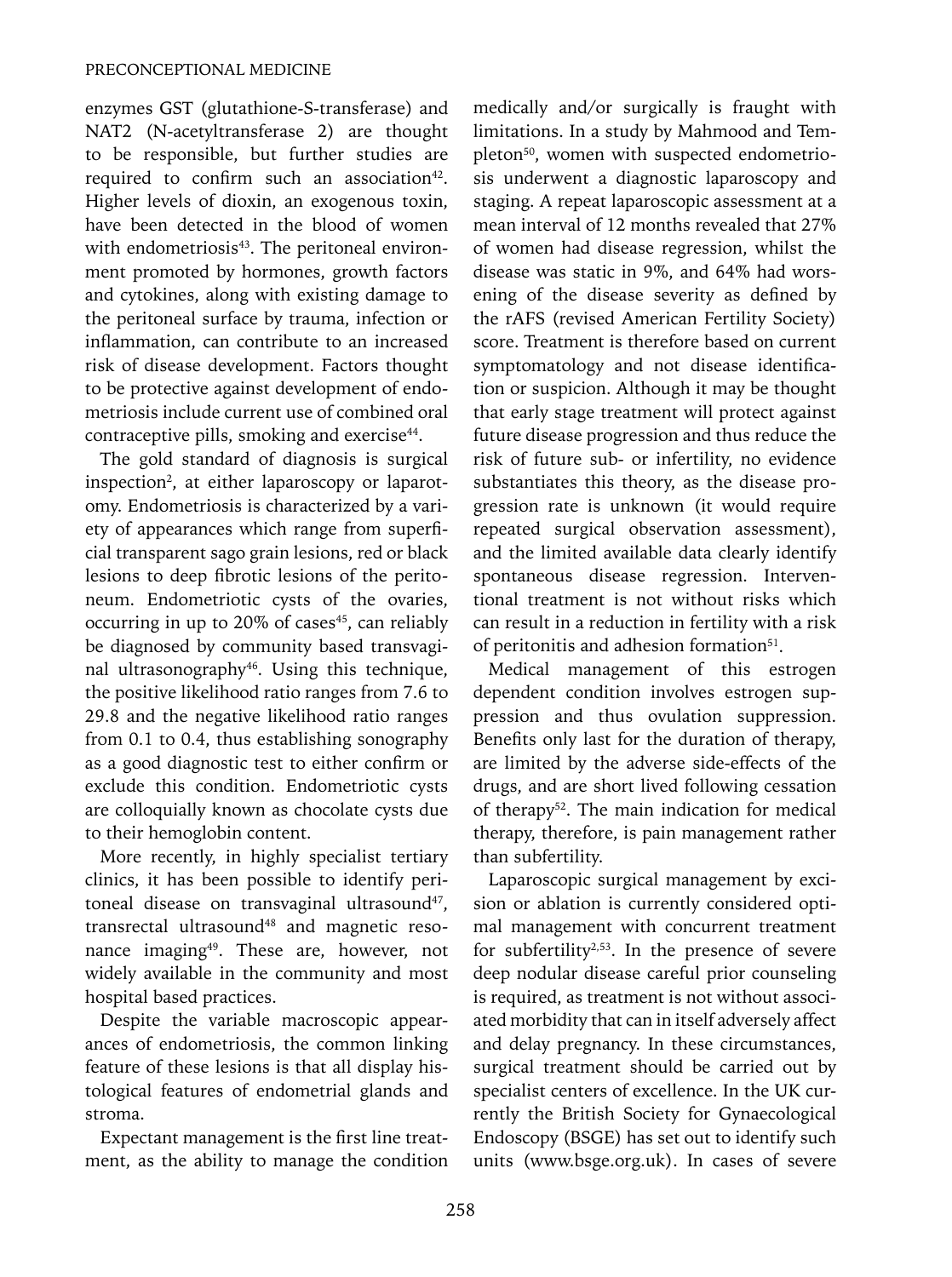enzymes GST (glutathione-S-transferase) and NAT2 (N-acetyltransferase 2) are thought to be responsible, but further studies are required to confirm such an association[42]. Higher levels of dioxin, an exogenous toxin, have been detected in the blood of women with endometriosis[43]. The peritoneal environment promoted by hormones, growth factors and cytokines, along with existing damage to the peritoneal surface by trauma, infection or inflammation, can contribute to an increased risk of disease development. Factors thought to be protective against development of endometriosis include current use of combined oral contraceptive pills, smoking and exercise[44].

The gold standard of diagnosis is surgical inspection[2], at either laparoscopy or laparotomy. Endometriosis is characterized by a variety of appearances which range from superficial transparent sago grain lesions, red or black lesions to deep fibrotic lesions of the peritoneum. Endometriotic cysts of the ovaries, occurring in up to 20% of cases[45], can reliably be diagnosed by community based transvaginal ultrasonography[46]. Using this technique, the positive likelihood ratio ranges from 7.6 to 29.8 and the negative likelihood ratio ranges from 0.1 to 0.4, thus establishing sonography as a good diagnostic test to either confirm or exclude this condition. Endometriotic cysts are colloquially known as chocolate cysts due to their hemoglobin content.

More recently, in highly specialist tertiary clinics, it has been possible to identify peritoneal disease on transvaginal ultrasound[47], transrectal ultrasound[48] and magnetic resonance imaging[49]. These are, however, not widely available in the community and most hospital based practices.

Despite the variable macroscopic appearances of endometriosis, the common linking feature of these lesions is that all display histological features of endometrial glands and stroma.

Expectant management is the first line treatment, as the ability to manage the condition medically and/or surgically is fraught with limitations. In a study by Mahmood and Templeton[50], women with suspected endometriosis underwent a diagnostic laparoscopy and staging. A repeat laparoscopic assessment at a mean interval of 12 months revealed that 27% of women had disease regression, whilst the disease was static in 9%, and 64% had worsening of the disease severity as defined by the rAFS (revised American Fertility Society) score. Treatment is therefore based on current symptomatology and not disease identification or suspicion. Although it may be thought that early stage treatment will protect against future disease progression and thus reduce the risk of future sub- or infertility, no evidence substantiates this theory, as the disease progression rate is unknown (it would require repeated surgical observation assessment), and the limited available data clearly identify spontaneous disease regression. Interventional treatment is not without risks which can result in a reduction in fertility with a risk of peritonitis and adhesion formation[51].

Medical management of this estrogen dependent condition involves estrogen suppression and thus ovulation suppression. Benefits only last for the duration of therapy, are limited by the adverse side-effects of the drugs, and are short lived following cessation of therapy[52]. The main indication for medical therapy, therefore, is pain management rather than subfertility.

Laparoscopic surgical management by excision or ablation is currently considered optimal management with concurrent treatment for subfertility[2,53]. In the presence of severe deep nodular disease careful prior counseling is required, as treatment is not without associated morbidity that can in itself adversely affect and delay pregnancy. In these circumstances, surgical treatment should be carried out by specialist centers of excellence. In the UK currently the British Society for Gynaecological Endoscopy (BSGE) has set out to identify such units (www.bsge.org.uk). In cases of severe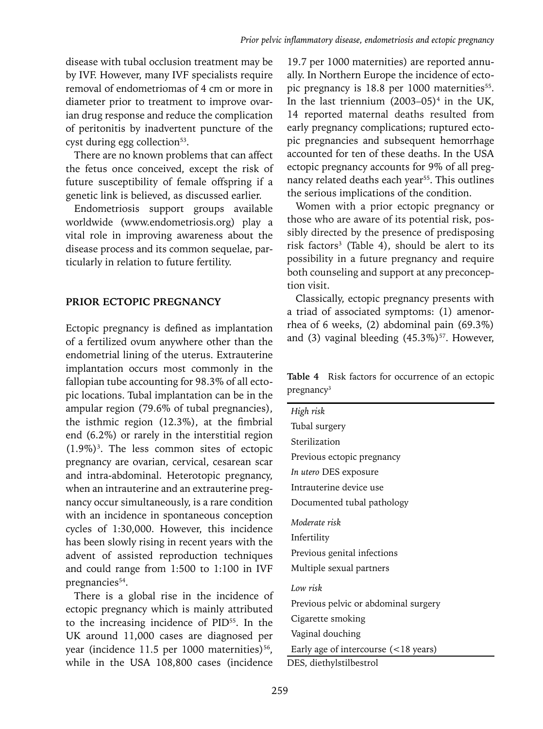disease with tubal occlusion treatment may be by IVF. However, many IVF specialists require removal of endometriomas of 4 cm or more in diameter prior to treatment to improve ovarian drug response and reduce the complication of peritonitis by inadvertent puncture of the cyst during egg collection[53].

There are no known problems that can affect the fetus once conceived, except the risk of future susceptibility of female offspring if a genetic link is believed, as discussed earlier.

Endometriosis support groups available worldwide (www.endometriosis.org) play a vital role in improving awareness about the disease process and its common sequelae, particularly in relation to future fertility.

## PRIOR ECTOPIC PREGNANCY

Ectopic pregnancy is defined as implantation of a fertilized ovum anywhere other than the endometrial lining of the uterus. Extrauterine implantation occurs most commonly in the fallopian tube accounting for 98.3% of all ectopic locations. Tubal implantation can be in the ampular region (79.6% of tubal pregnancies), the isthmic region (12.3%), at the fimbrial end (6.2%) or rarely in the interstitial region (1.9%)[3]. The less common sites of ectopic pregnancy are ovarian, cervical, cesarean scar and intra-abdominal. Heterotopic pregnancy, when an intrauterine and an extrauterine pregnancy occur simultaneously, is a rare condition with an incidence in spontaneous conception cycles of 1:30,000. However, this incidence has been slowly rising in recent years with the advent of assisted reproduction techniques and could range from 1:500 to 1:100 in IVF pregnancies[54].

There is a global rise in the incidence of ectopic pregnancy which is mainly attributed to the increasing incidence of PID[55]. In the UK around 11,000 cases are diagnosed per year (incidence 11.5 per 1000 maternities)[56], while in the USA 108,800 cases (incidence 19.7 per 1000 maternities) are reported annually. In Northern Europe the incidence of ectopic pregnancy is 18.8 per 1000 maternities[55]. In the last triennium (2003–05)[4] in the UK, 14 reported maternal deaths resulted from early pregnancy complications; ruptured ectopic pregnancies and subsequent hemorrhage accounted for ten of these deaths. In the USA ectopic pregnancy accounts for 9% of all pregnancy related deaths each year[55]. This outlines the serious implications of the condition.

Women with a prior ectopic pregnancy or those who are aware of its potential risk, possibly directed by the presence of predisposing risk factors[3] (Table 4), should be alert to its possibility in a future pregnancy and require both counseling and support at any preconception visit.

Classically, ectopic pregnancy presents with a triad of associated symptoms: (1) amenorrhea of 6 weeks, (2) abdominal pain (69.3%) and (3) vaginal bleeding (45.3%)[57]. However,

**Table 4** Risk factors for occurrence of an ectopic pregnancy[3]

| Risk factors |
|---|
| *High risk* |
| Tubal surgery |
| Sterilization |
| Previous ectopic pregnancy |
| *In utero* DES exposure |
| Intrauterine device use |
| Documented tubal pathology |
| *Moderate risk* |
| Infertility |
| Previous genital infections |
| Multiple sexual partners |
| *Low risk* |
| Previous pelvic or abdominal surgery |
| Cigarette smoking |
| Vaginal douching |
| Early age of intercourse (<18 years) |

DES, diethylstilbestrol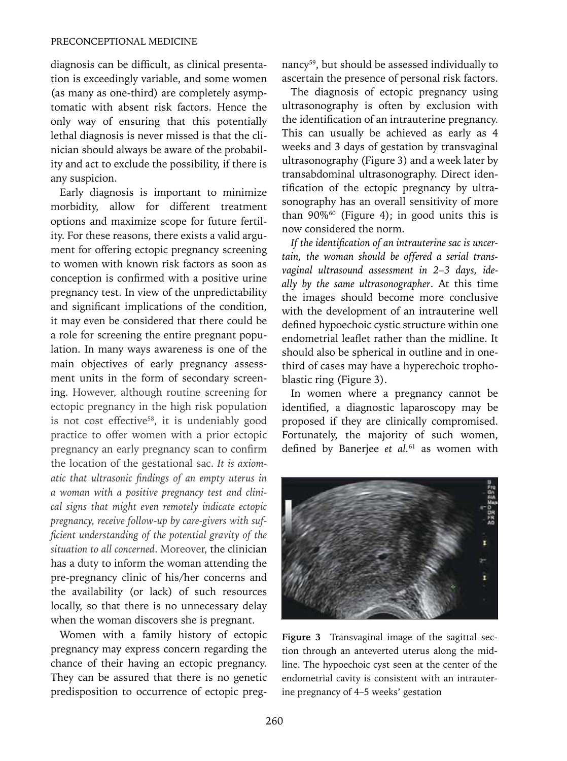diagnosis can be difficult, as clinical presentation is exceedingly variable, and some women (as many as one-third) are completely asymptomatic with absent risk factors. Hence the only way of ensuring that this potentially lethal diagnosis is never missed is that the clinician should always be aware of the probability and act to exclude the possibility, if there is any suspicion.

Early diagnosis is important to minimize morbidity, allow for different treatment options and maximize scope for future fertility. For these reasons, there exists a valid argument for offering ectopic pregnancy screening to women with known risk factors as soon as conception is confirmed with a positive urine pregnancy test. In view of the unpredictability and significant implications of the condition, it may even be considered that there could be a role for screening the entire pregnant population. In many ways awareness is one of the main objectives of early pregnancy assessment units in the form of secondary screening. However, although routine screening for ectopic pregnancy in the high risk population is not cost effective[58], it is undeniably good practice to offer women with a prior ectopic pregnancy an early pregnancy scan to confirm the location of the gestational sac. *It is axiomatic that ultrasonic findings of an empty uterus in a woman with a positive pregnancy test and clinical signs that might even remotely indicate ectopic pregnancy, receive follow-up by care-givers with sufficient understanding of the potential gravity of the situation to all concerned*. Moreover, the clinician has a duty to inform the woman attending the pre-pregnancy clinic of his/her concerns and the availability (or lack) of such resources locally, so that there is no unnecessary delay when the woman discovers she is pregnant.

Women with a family history of ectopic pregnancy may express concern regarding the chance of their having an ectopic pregnancy. They can be assured that there is no genetic predisposition to occurrence of ectopic pregnancy[59], but should be assessed individually to ascertain the presence of personal risk factors.

The diagnosis of ectopic pregnancy using ultrasonography is often by exclusion with the identification of an intrauterine pregnancy. This can usually be achieved as early as 4 weeks and 3 days of gestation by transvaginal ultrasonography (Figure 3) and a week later by transabdominal ultrasonography. Direct identification of the ectopic pregnancy by ultrasonography has an overall sensitivity of more than 90%[60] (Figure 4); in good units this is now considered the norm.

*If the identification of an intrauterine sac is uncertain, the woman should be offered a serial transvaginal ultrasound assessment in 2–3 days, ideally by the same ultrasonographer*. At this time the images should become more conclusive with the development of an intrauterine well defined hypoechoic cystic structure within one endometrial leaflet rather than the midline. It should also be spherical in outline and in one-third of cases may have a hyperechoic trophoblastic ring (Figure 3).

In women where a pregnancy cannot be identified, a diagnostic laparoscopy may be proposed if they are clinically compromised. Fortunately, the majority of such women, defined by Banerjee *et al.*[61] as women with

**Figure 3** Transvaginal image of the sagittal section through an anteverted uterus along the midline. The hypoechoic cyst seen at the center of the endometrial cavity is consistent with an intrauterine pregnancy of 4–5 weeks' gestation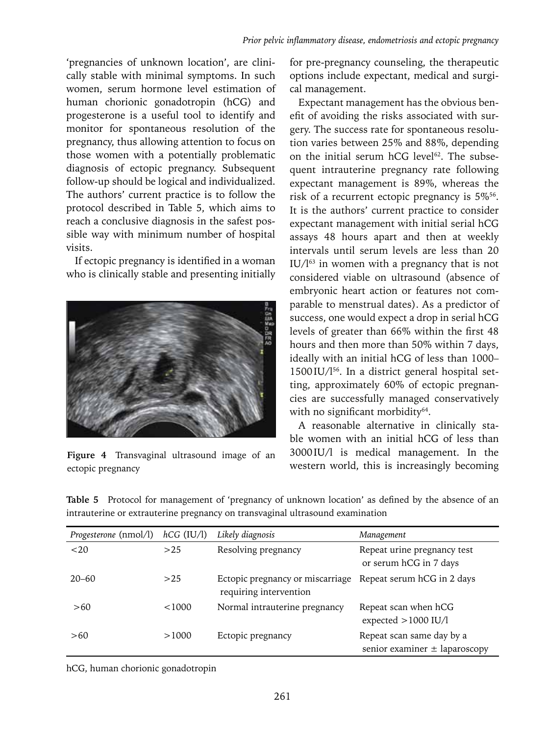'pregnancies of unknown location', are clinically stable with minimal symptoms. In such women, serum hormone level estimation of human chorionic gonadotropin (hCG) and progesterone is a useful tool to identify and monitor for spontaneous resolution of the pregnancy, thus allowing attention to focus on those women with a potentially problematic diagnosis of ectopic pregnancy. Subsequent follow-up should be logical and individualized. The authors' current practice is to follow the protocol described in Table 5, which aims to reach a conclusive diagnosis in the safest possible way with minimum number of hospital visits.

If ectopic pregnancy is identified in a woman who is clinically stable and presenting initially for pre-pregnancy counseling, the therapeutic options include expectant, medical and surgical management.

**Figure 4** Transvaginal ultrasound image of an ectopic pregnancy

Expectant management has the obvious benefit of avoiding the risks associated with surgery. The success rate for spontaneous resolution varies between 25% and 88%, depending on the initial serum hCG level[62]. The subsequent intrauterine pregnancy rate following expectant management is 89%, whereas the risk of a recurrent ectopic pregnancy is 5%[56]. It is the authors' current practice to consider expectant management with initial serial hCG assays 48 hours apart and then at weekly intervals until serum levels are less than 20 IU/l[63] in women with a pregnancy that is not considered viable on ultrasound (absence of embryonic heart action or features not comparable to menstrual dates). As a predictor of success, one would expect a drop in serial hCG levels of greater than 66% within the first 48 hours and then more than 50% within 7 days, ideally with an initial hCG of less than 1000–1500 IU/l[56]. In a district general hospital setting, approximately 60% of ectopic pregnancies are successfully managed conservatively with no significant morbidity[64].

A reasonable alternative in clinically stable women with an initial hCG of less than 3000 IU/l is medical management. In the western world, this is increasingly becoming

**Table 5** Protocol for management of 'pregnancy of unknown location' as defined by the absence of an intrauterine or extrauterine pregnancy on transvaginal ultrasound examination

| *Progesterone* (nmol/l) | *hCG* (IU/l) | *Likely diagnosis* | *Management* |
|---|---|---|---|
| <20 | >25 | Resolving pregnancy | Repeat urine pregnancy test or serum hCG in 7 days |
| 20–60 | >25 | Ectopic pregnancy or miscarriage requiring intervention | Repeat serum hCG in 2 days |
| >60 | <1000 | Normal intrauterine pregnancy | Repeat scan when hCG expected >1000 IU/l |
| >60 | >1000 | Ectopic pregnancy | Repeat scan same day by a senior examiner ± laparoscopy |

hCG, human chorionic gonadotropin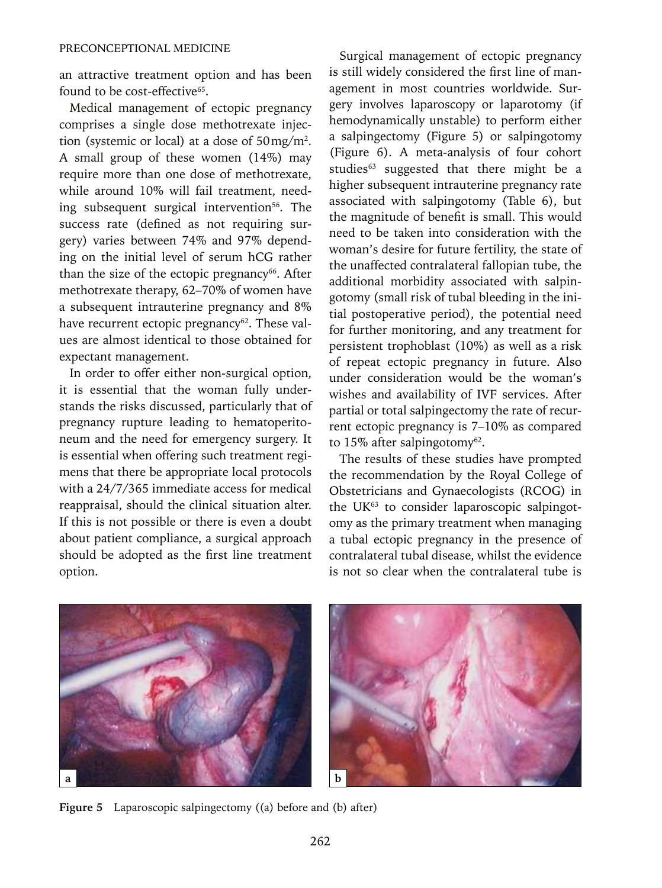an attractive treatment option and has been found to be cost-effective[65].

Medical management of ectopic pregnancy comprises a single dose methotrexate injection (systemic or local) at a dose of 50 mg/m$^2$. A small group of these women (14%) may require more than one dose of methotrexate, while around 10% will fail treatment, needing subsequent surgical intervention[56]. The success rate (defined as not requiring surgery) varies between 74% and 97% depending on the initial level of serum hCG rather than the size of the ectopic pregnancy[66]. After methotrexate therapy, 62–70% of women have a subsequent intrauterine pregnancy and 8% have recurrent ectopic pregnancy[62]. These values are almost identical to those obtained for expectant management.

In order to offer either non-surgical option, it is essential that the woman fully understands the risks discussed, particularly that of pregnancy rupture leading to hematoperitoneum and the need for emergency surgery. It is essential when offering such treatment regimens that there be appropriate local protocols with a 24/7/365 immediate access for medical reappraisal, should the clinical situation alter. If this is not possible or there is even a doubt about patient compliance, a surgical approach should be adopted as the first line treatment option.

Surgical management of ectopic pregnancy is still widely considered the first line of management in most countries worldwide. Surgery involves laparoscopy or laparotomy (if hemodynamically unstable) to perform either a salpingectomy (Figure 5) or salpingotomy (Figure 6). A meta-analysis of four cohort studies[63] suggested that there might be a higher subsequent intrauterine pregnancy rate associated with salpingotomy (Table 6), but the magnitude of benefit is small. This would need to be taken into consideration with the woman's desire for future fertility, the state of the unaffected contralateral fallopian tube, the additional morbidity associated with salpingotomy (small risk of tubal bleeding in the initial postoperative period), the potential need for further monitoring, and any treatment for persistent trophoblast (10%) as well as a risk of repeat ectopic pregnancy in future. Also under consideration would be the woman's wishes and availability of IVF services. After partial or total salpingectomy the rate of recurrent ectopic pregnancy is 7–10% as compared to 15% after salpingotomy[62].

The results of these studies have prompted the recommendation by the Royal College of Obstetricians and Gynaecologists (RCOG) in the UK[63] to consider laparoscopic salpingotomy as the primary treatment when managing a tubal ectopic pregnancy in the presence of contralateral tubal disease, whilst the evidence is not so clear when the contralateral tube is

**Figure 5** Laparoscopic salpingectomy ((a) before and (b) after)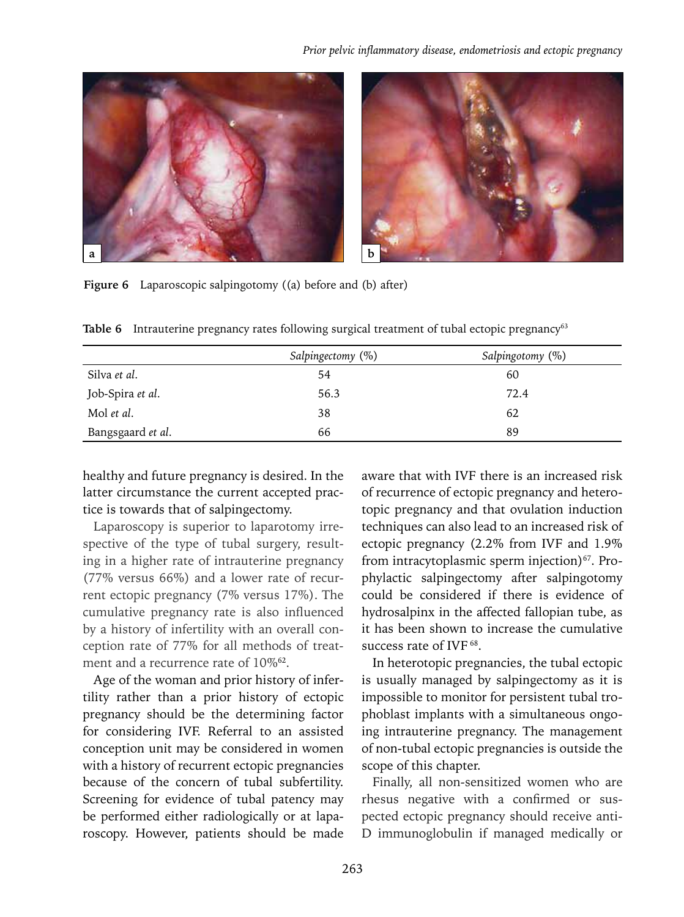Figure 6 Laparoscopic salpingotomy ((a) before and (b) after)

**Table 6** Intrauterine pregnancy rates following surgical treatment of tubal ectopic pregnancy[63]

| | *Salpingectomy* (%) | *Salpingotomy* (%) |
|---|---|---|
| Silva *et al*. | 54 | 60 |
| Job-Spira *et al*. | 56.3 | 72.4 |
| Mol *et al*. | 38 | 62 |
| Bangsgaard *et al*. | 66 | 89 |

healthy and future pregnancy is desired. In the latter circumstance the current accepted practice is towards that of salpingectomy.

Laparoscopy is superior to laparotomy irrespective of the type of tubal surgery, resulting in a higher rate of intrauterine pregnancy (77% versus 66%) and a lower rate of recurrent ectopic pregnancy (7% versus 17%). The cumulative pregnancy rate is also influenced by a history of infertility with an overall conception rate of 77% for all methods of treatment and a recurrence rate of 10%[62].

Age of the woman and prior history of infertility rather than a prior history of ectopic pregnancy should be the determining factor for considering IVF. Referral to an assisted conception unit may be considered in women with a history of recurrent ectopic pregnancies because of the concern of tubal subfertility. Screening for evidence of tubal patency may be performed either radiologically or at laparoscopy. However, patients should be made aware that with IVF there is an increased risk of recurrence of ectopic pregnancy and heterotopic pregnancy and that ovulation induction techniques can also lead to an increased risk of ectopic pregnancy (2.2% from IVF and 1.9% from intracytoplasmic sperm injection)[67]. Prophylactic salpingectomy after salpingotomy could be considered if there is evidence of hydrosalpinx in the affected fallopian tube, as it has been shown to increase the cumulative success rate of IVF[68].

In heterotopic pregnancies, the tubal ectopic is usually managed by salpingectomy as it is impossible to monitor for persistent tubal trophoblast implants with a simultaneous ongoing intrauterine pregnancy. The management of non-tubal ectopic pregnancies is outside the scope of this chapter.

Finally, all non-sensitized women who are rhesus negative with a confirmed or suspected ectopic pregnancy should receive anti-D immunoglobulin if managed medically or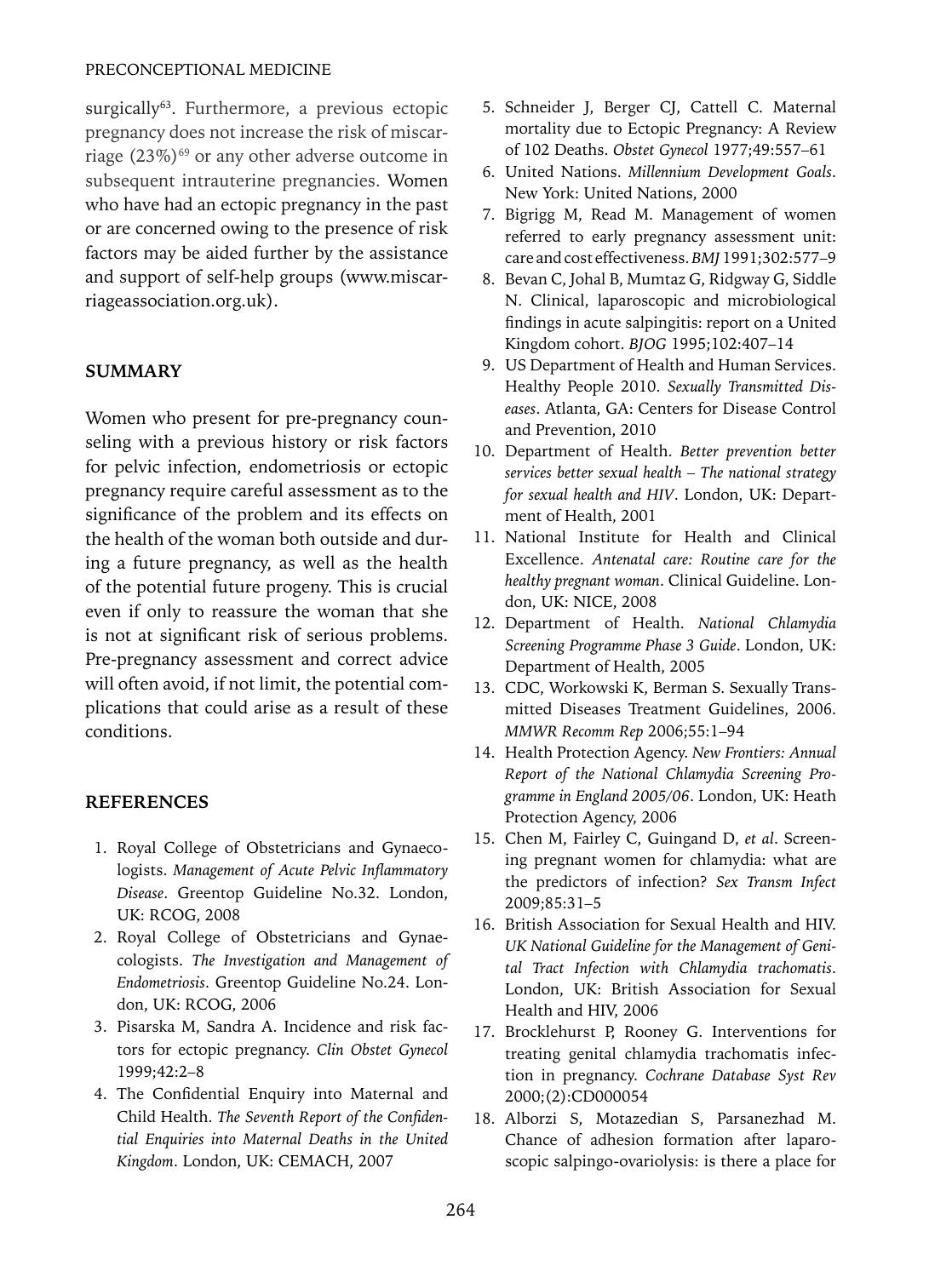surgically[63]. Furthermore, a previous ectopic pregnancy does not increase the risk of miscarriage (23%)[69] or any other adverse outcome in subsequent intrauterine pregnancies. Women who have had an ectopic pregnancy in the past or are concerned owing to the presence of risk factors may be aided further by the assistance and support of self-help groups (www.miscarriageassociation.org.uk).

## SUMMARY

Women who present for pre-pregnancy counseling with a previous history or risk factors for pelvic infection, endometriosis or ectopic pregnancy require careful assessment as to the significance of the problem and its effects on the health of the woman both outside and during a future pregnancy, as well as the health of the potential future progeny. This is crucial even if only to reassure the woman that she is not at significant risk of serious problems. Pre-pregnancy assessment and correct advice will often avoid, if not limit, the potential complications that could arise as a result of these conditions.

## REFERENCES

1. Royal College of Obstetricians and Gynaecologists. *Management of Acute Pelvic Inflammatory Disease*. Greentop Guideline No.32. London, UK: RCOG, 2008
2. Royal College of Obstetricians and Gynaecologists. *The Investigation and Management of Endometriosis*. Greentop Guideline No.24. London, UK: RCOG, 2006
3. Pisarska M, Sandra A. Incidence and risk factors for ectopic pregnancy. *Clin Obstet Gynecol* 1999;42:2–8
4. The Confidential Enquiry into Maternal and Child Health. *The Seventh Report of the Confidential Enquiries into Maternal Deaths in the United Kingdom*. London, UK: CEMACH, 2007
5. Schneider J, Berger CJ, Cattell C. Maternal mortality due to Ectopic Pregnancy: A Review of 102 Deaths. *Obstet Gynecol* 1977;49:557–61
6. United Nations. *Millennium Development Goals*. New York: United Nations, 2000
7. Bigrigg M, Read M. Management of women referred to early pregnancy assessment unit: care and cost effectiveness. *BMJ* 1991;302:577–9
8. Bevan C, Johal B, Mumtaz G, Ridgway G, Siddle N. Clinical, laparoscopic and microbiological findings in acute salpingitis: report on a United Kingdom cohort. *BJOG* 1995;102:407–14
9. US Department of Health and Human Services. Healthy People 2010. *Sexually Transmitted Diseases*. Atlanta, GA: Centers for Disease Control and Prevention, 2010
10. Department of Health. *Better prevention better services better sexual health – The national strategy for sexual health and HIV*. London, UK: Department of Health, 2001
11. National Institute for Health and Clinical Excellence. *Antenatal care: Routine care for the healthy pregnant woman*. Clinical Guideline. London, UK: NICE, 2008
12. Department of Health. *National Chlamydia Screening Programme Phase 3 Guide*. London, UK: Department of Health, 2005
13. CDC, Workowski K, Berman S. Sexually Transmitted Diseases Treatment Guidelines, 2006. *MMWR Recomm Rep* 2006;55:1–94
14. Health Protection Agency. *New Frontiers: Annual Report of the National Chlamydia Screening Programme in England 2005/06*. London, UK: Heath Protection Agency, 2006
15. Chen M, Fairley C, Guingand D, *et al*. Screening pregnant women for chlamydia: what are the predictors of infection? *Sex Transm Infect* 2009;85:31–5
16. British Association for Sexual Health and HIV. *UK National Guideline for the Management of Genital Tract Infection with Chlamydia trachomatis*. London, UK: British Association for Sexual Health and HIV, 2006
17. Brocklehurst P, Rooney G. Interventions for treating genital chlamydia trachomatis infection in pregnancy. *Cochrane Database Syst Rev* 2000;(2):CD000054
18. Alborzi S, Motazedian S, Parsanezhad M. Chance of adhesion formation after laparoscopic salpingo-ovariolysis: is there a place for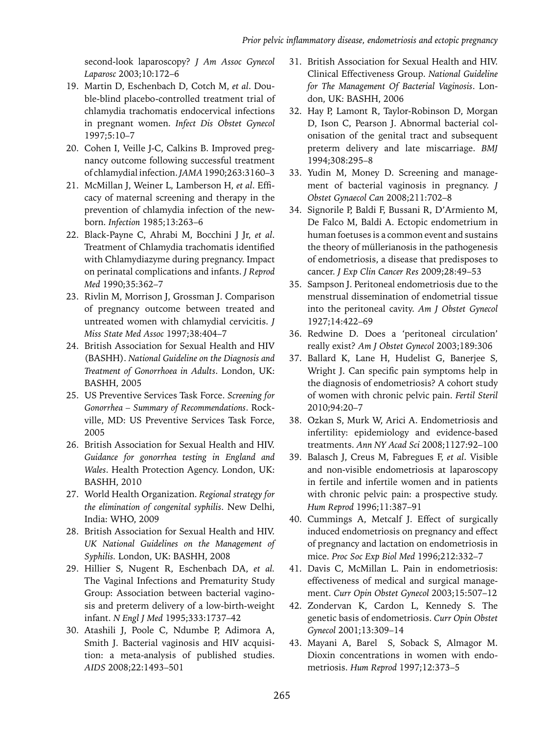second-look laparoscopy? *J Am Assoc Gynecol Laparosc* 2003;10:172–6

19. Martin D, Eschenbach D, Cotch M, *et al*. Double-blind placebo-controlled treatment trial of chlamydia trachomatis endocervical infections in pregnant women. *Infect Dis Obstet Gynecol* 1997;5:10–7
20. Cohen I, Veille J-C, Calkins B. Improved pregnancy outcome following successful treatment of chlamydial infection. *JAMA* 1990;263:3160–3
21. McMillan J, Weiner L, Lamberson H, *et al*. Efficacy of maternal screening and therapy in the prevention of chlamydia infection of the newborn. *Infection* 1985;13:263–6
22. Black-Payne C, Ahrabi M, Bocchini J Jr, *et al*. Treatment of Chlamydia trachomatis identified with Chlamydiazyme during pregnancy. Impact on perinatal complications and infants. *J Reprod Med* 1990;35:362–7
23. Rivlin M, Morrison J, Grossman J. Comparison of pregnancy outcome between treated and untreated women with chlamydial cervicitis. *J Miss State Med Assoc* 1997;38:404–7
24. British Association for Sexual Health and HIV (BASHH). *National Guideline on the Diagnosis and Treatment of Gonorrhoea in Adults*. London, UK: BASHH, 2005
25. US Preventive Services Task Force. *Screening for Gonorrhea – Summary of Recommendations*. Rockville, MD: US Preventive Services Task Force, 2005
26. British Association for Sexual Health and HIV. *Guidance for gonorrhea testing in England and Wales*. Health Protection Agency. London, UK: BASHH, 2010
27. World Health Organization. *Regional strategy for the elimination of congenital syphilis*. New Delhi, India: WHO, 2009
28. British Association for Sexual Health and HIV. *UK National Guidelines on the Management of Syphilis*. London, UK: BASHH, 2008
29. Hillier S, Nugent R, Eschenbach DA, *et al.* The Vaginal Infections and Prematurity Study Group: Association between bacterial vaginosis and preterm delivery of a low-birth-weight infant. *N Engl J Med* 1995;333:1737–42
30. Atashili J, Poole C, Ndumbe P, Adimora A, Smith J. Bacterial vaginosis and HIV acquisition: a meta-analysis of published studies. *AIDS* 2008;22:1493–501
31. British Association for Sexual Health and HIV. Clinical Effectiveness Group. *National Guideline for The Management Of Bacterial Vaginosis*. London, UK: BASHH, 2006
32. Hay P, Lamont R, Taylor-Robinson D, Morgan D, Ison C, Pearson J. Abnormal bacterial colonisation of the genital tract and subsequent preterm delivery and late miscarriage. *BMJ* 1994;308:295–8
33. Yudin M, Money D. Screening and management of bacterial vaginosis in pregnancy. *J Obstet Gynaecol Can* 2008;211:702–8
34. Signorile P, Baldi F, Bussani R, D'Armiento M, De Falco M, Baldi A. Ectopic endometrium in human foetuses is a common event and sustains the theory of müllerianosis in the pathogenesis of endometriosis, a disease that predisposes to cancer. *J Exp Clin Cancer Res* 2009;28:49–53
35. Sampson J. Peritoneal endometriosis due to the menstrual dissemination of endometrial tissue into the peritoneal cavity. *Am J Obstet Gynecol* 1927;14:422–69
36. Redwine D. Does a 'peritoneal circulation' really exist? *Am J Obstet Gynecol* 2003;189:306
37. Ballard K, Lane H, Hudelist G, Banerjee S, Wright J. Can specific pain symptoms help in the diagnosis of endometriosis? A cohort study of women with chronic pelvic pain. *Fertil Steril* 2010;94:20–7
38. Ozkan S, Murk W, Arici A. Endometriosis and infertility: epidemiology and evidence-based treatments. *Ann NY Acad Sci* 2008;1127:92–100
39. Balasch J, Creus M, Fabregues F, *et al*. Visible and non-visible endometriosis at laparoscopy in fertile and infertile women and in patients with chronic pelvic pain: a prospective study. *Hum Reprod* 1996;11:387–91
40. Cummings A, Metcalf J. Effect of surgically induced endometriosis on pregnancy and effect of pregnancy and lactation on endometriosis in mice. *Proc Soc Exp Biol Med* 1996;212:332–7
41. Davis C, McMillan L. Pain in endometriosis: effectiveness of medical and surgical management. *Curr Opin Obstet Gynecol* 2003;15:507–12
42. Zondervan K, Cardon L, Kennedy S. The genetic basis of endometriosis. *Curr Opin Obstet Gynecol* 2001;13:309–14
43. Mayani A, Barel S, Soback S, Almagor M. Dioxin concentrations in women with endometriosis. *Hum Reprod* 1997;12:373–5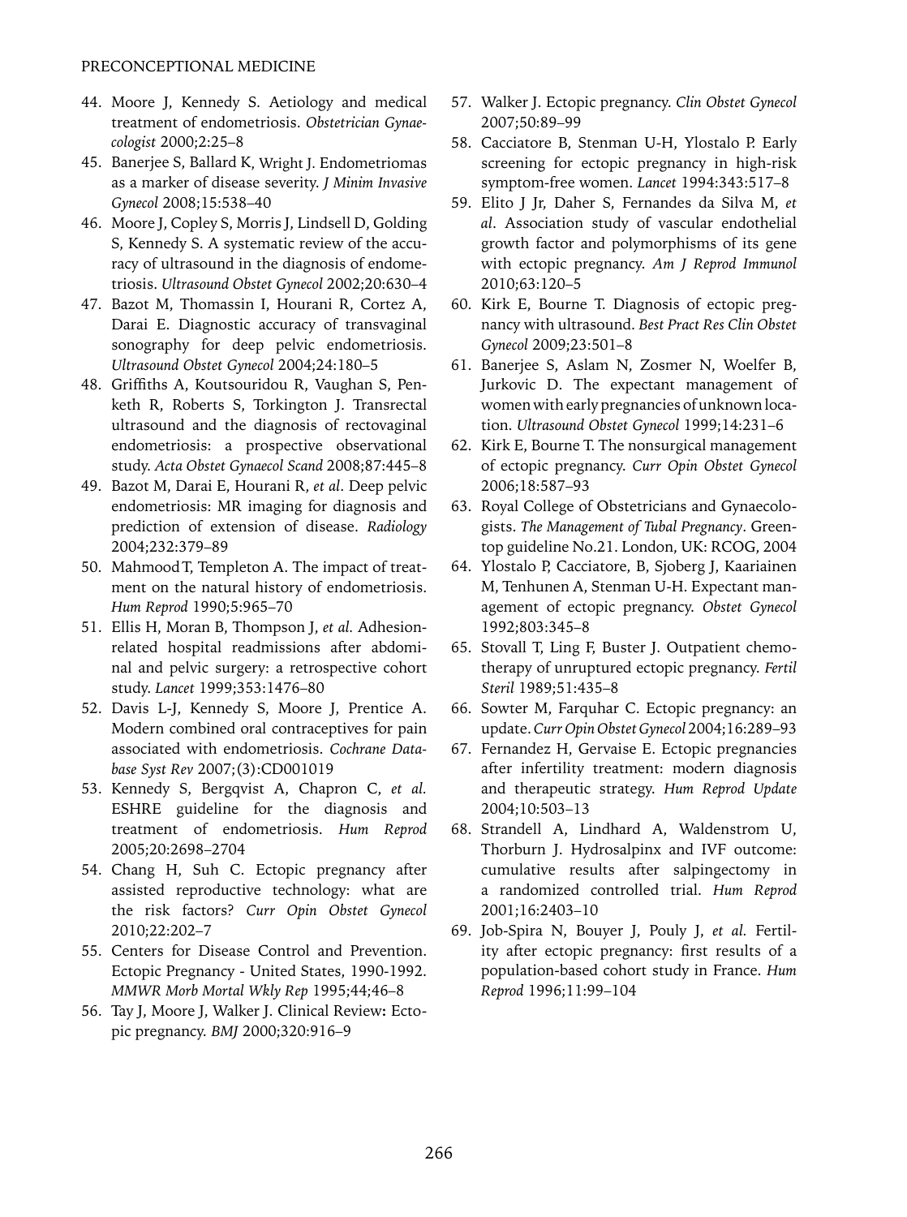44. Moore J, Kennedy S. Aetiology and medical treatment of endometriosis. *Obstetrician Gynaecologist* 2000;2:25–8
45. Banerjee S, Ballard K, Wright J. Endometriomas as a marker of disease severity. *J Minim Invasive Gynecol* 2008;15:538–40
46. Moore J, Copley S, Morris J, Lindsell D, Golding S, Kennedy S. A systematic review of the accuracy of ultrasound in the diagnosis of endometriosis. *Ultrasound Obstet Gynecol* 2002;20:630–4
47. Bazot M, Thomassin I, Hourani R, Cortez A, Darai E. Diagnostic accuracy of transvaginal sonography for deep pelvic endometriosis. *Ultrasound Obstet Gynecol* 2004;24:180–5
48. Griffiths A, Koutsouridou R, Vaughan S, Penketh R, Roberts S, Torkington J. Transrectal ultrasound and the diagnosis of rectovaginal endometriosis: a prospective observational study. *Acta Obstet Gynaecol Scand* 2008;87:445–8
49. Bazot M, Darai E, Hourani R, *et al*. Deep pelvic endometriosis: MR imaging for diagnosis and prediction of extension of disease. *Radiology* 2004;232:379–89
50. Mahmood T, Templeton A. The impact of treatment on the natural history of endometriosis. *Hum Reprod* 1990;5:965–70
51. Ellis H, Moran B, Thompson J, *et al.* Adhesion-related hospital readmissions after abdominal and pelvic surgery: a retrospective cohort study. *Lancet* 1999;353:1476–80
52. Davis L-J, Kennedy S, Moore J, Prentice A. Modern combined oral contraceptives for pain associated with endometriosis. *Cochrane Database Syst Rev* 2007;(3):CD001019
53. Kennedy S, Bergqvist A, Chapron C, *et al.* ESHRE guideline for the diagnosis and treatment of endometriosis. *Hum Reprod* 2005;20:2698–2704
54. Chang H, Suh C. Ectopic pregnancy after assisted reproductive technology: what are the risk factors? *Curr Opin Obstet Gynecol* 2010;22:202–7
55. Centers for Disease Control and Prevention. Ectopic Pregnancy - United States, 1990-1992. *MMWR Morb Mortal Wkly Rep* 1995;44;46–8
56. Tay J, Moore J, Walker J. Clinical Review**:** Ectopic pregnancy. *BMJ* 2000;320:916–9
57. Walker J. Ectopic pregnancy. *Clin Obstet Gynecol* 2007;50:89–99
58. Cacciatore B, Stenman U-H, Ylostalo P. Early screening for ectopic pregnancy in high-risk symptom-free women. *Lancet* 1994:343:517–8
59. Elito J Jr, Daher S, Fernandes da Silva M, *et al*. Association study of vascular endothelial growth factor and polymorphisms of its gene with ectopic pregnancy. *Am J Reprod Immunol* 2010;63:120–5
60. Kirk E, Bourne T. Diagnosis of ectopic pregnancy with ultrasound. *Best Pract Res Clin Obstet Gynecol* 2009;23:501–8
61. Banerjee S, Aslam N, Zosmer N, Woelfer B, Jurkovic D. The expectant management of women with early pregnancies of unknown location. *Ultrasound Obstet Gynecol* 1999;14:231–6
62. Kirk E, Bourne T. The nonsurgical management of ectopic pregnancy. *Curr Opin Obstet Gynecol* 2006;18:587–93
63. Royal College of Obstetricians and Gynaecologists. *The Management of Tubal Pregnancy*. Greentop guideline No.21. London, UK: RCOG, 2004
64. Ylostalo P, Cacciatore, B, Sjoberg J, Kaariainen M, Tenhunen A, Stenman U-H. Expectant management of ectopic pregnancy. *Obstet Gynecol* 1992;803:345–8
65. Stovall T, Ling F, Buster J. Outpatient chemotherapy of unruptured ectopic pregnancy. *Fertil Steril* 1989;51:435–8
66. Sowter M, Farquhar C. Ectopic pregnancy: an update. *Curr Opin Obstet Gynecol* 2004;16:289–93
67. Fernandez H, Gervaise E. Ectopic pregnancies after infertility treatment: modern diagnosis and therapeutic strategy. *Hum Reprod Update* 2004;10:503–13
68. Strandell A, Lindhard A, Waldenstrom U, Thorburn J. Hydrosalpinx and IVF outcome: cumulative results after salpingectomy in a randomized controlled trial. *Hum Reprod* 2001;16:2403–10
69. Job-Spira N, Bouyer J, Pouly J, *et al.* Fertility after ectopic pregnancy: first results of a population-based cohort study in France. *Hum Reprod* 1996;11:99–104